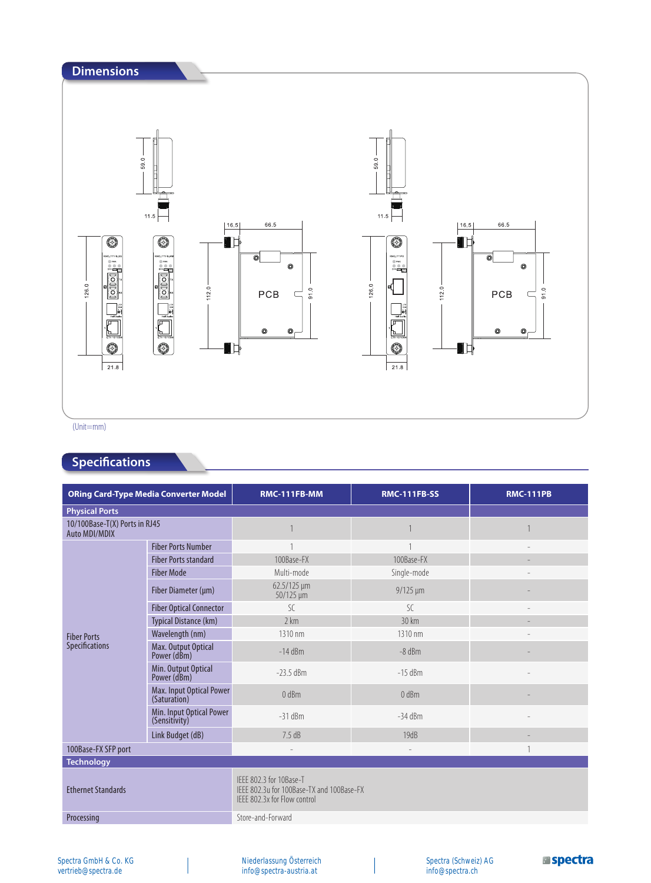## Dimensions

(Unit=mm)

## Specifications

| ORing Card-Type Media Converter Model | | RMC-111FB-MM | RMC-111FB-SS | RMC-111PB |
|---|---|---|---|---|
| **Physical Ports** | | | | |
| 10/100Base-T(X) Ports in RJ45 Auto MDI/MDIX | | 1 | 1 | 1 |
| Fiber Ports Specifications | Fiber Ports Number | 1 | 1 | - |
| | Fiber Ports standard | 100Base-FX | 100Base-FX | - |
| | Fiber Mode | Multi-mode | Single-mode | - |
| | Fiber Diameter (µm) | 62.5/125 µm 50/125 µm | 9/125 µm | - |
| | Fiber Optical Connector | SC | SC | - |
| | Typical Distance (km) | 2 km | 30 km | - |
| | Wavelength (nm) | 1310 nm | 1310 nm | - |
| | Max. Output Optical Power (dBm) | -14 dBm | -8 dBm | - |
| | Min. Output Optical Power (dBm) | -23.5 dBm | -15 dBm | - |
| | Max. Input Optical Power (Saturation) | 0 dBm | 0 dBm | - |
| | Min. Input Optical Power (Sensitivity) | -31 dBm | -34 dBm | - |
| | Link Budget (dB) | 7.5 dB | 19dB | - |
| 100Base-FX SFP port | | - | - | 1 |
| **Technology** | | | | |
| Ethernet Standards | | IEEE 802.3 for 10Base-T<br>IEEE 802.3u for 100Base-TX and 100Base-FX<br>IEEE 802.3x for Flow control | | |
| Processing | | Store-and-Forward | | |

Spectra GmbH & Co. KG
vertrieb@spectra.de

Niederlassung Österreich
info@spectra-austria.at

Spectra (Schweiz) AG
info@spectra.ch

spectra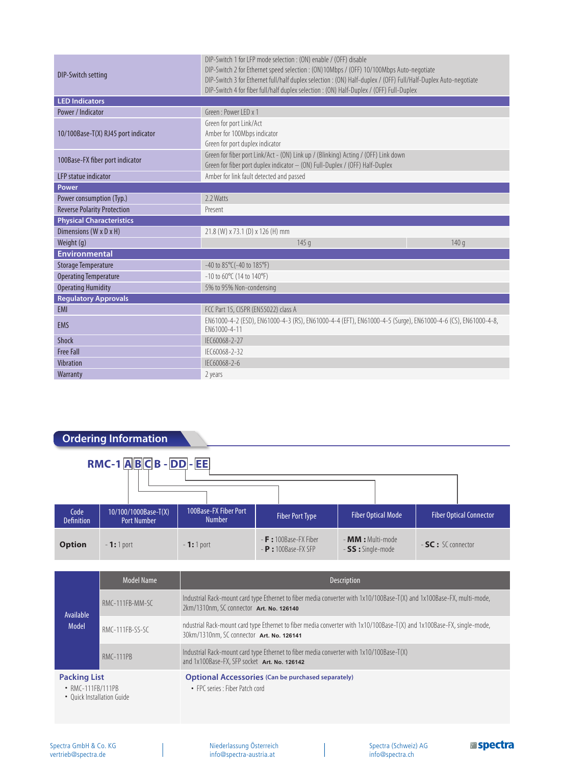| | |
|---|---|
| DIP-Switch setting | DIP-Switch 1 for LFP mode selection : (ON) enable / (OFF) disable<br>DIP-Switch 2 for Ethernet speed selection : (ON)10Mbps / (OFF) 10/100Mbps Auto-negotiate<br>DIP-Switch 3 for Ethernet full/half duplex selection : (ON) Half-duplex / (OFF) Full/Half-Duplex Auto-negotiate<br>DIP-Switch 4 for fiber full/half duplex selection : (ON) Half-Duplex / (OFF) Full-Duplex |
| **LED Indicators** | |
| Power / Indicator | Green : Power LED x 1 |
| 10/100Base-T(X) RJ45 port indicator | Green for port Link/Act<br>Amber for 100Mbps indicator<br>Green for port duplex indicator |
| 100Base-FX fiber port indicator | Green for fiber port Link/Act - (ON) Link up / (Blinking) Acting / (OFF) Link down<br>Green for fiber port duplex indicator – (ON) Full-Duplex / (OFF) Half-Duplex |
| LFP statue indicator | Amber for link fault detected and passed |
| **Power** | |
| Power consumption (Typ.) | 2.2 Watts |
| Reverse Polarity Protection | Present |
| **Physical Characteristics** | |
| Dimensions (W x D x H) | 21.8 (W) x 73.1 (D) x 126 (H) mm |
| Weight (g) | 145 g / 140 g |
| **Environmental** | |
| Storage Temperature | -40 to 85°C(-40 to 185°F) |
| Operating Temperature | -10 to 60°C (14 to 140°F) |
| Operating Humidity | 5% to 95% Non-condensing |
| **Regulatory Approvals** | |
| EMI | FCC Part 15, CISPR (EN55022) class A |
| EMS | EN61000-4-2 (ESD), EN61000-4-3 (RS), EN61000-4-4 (EFT), EN61000-4-5 (Surge), EN61000-4-6 (CS), EN61000-4-8, EN61000-4-11 |
| Shock | IEC60068-2-27 |
| Free Fall | IEC60068-2-32 |
| Vibration | IEC60068-2-6 |
| Warranty | 2 years |

## Ordering Information

**RMC-1 A B C B - DD - EE**

| Code Definition | 10/100/1000Base-T(X) Port Number | 100Base-FX Fiber Port Number | Fiber Port Type | Fiber Optical Mode | Fiber Optical Connector |
|---|---|---|---|---|---|
| **Option** | - **1:** 1 port | - **1:** 1 port | - **F :** 100Base-FX Fiber<br>- **P :** 100Base-FX SFP | - **MM :** Multi-mode<br>- **SS :** Single-mode | - **SC :** SC connector |

| | Model Name | Description |
|---|---|---|
| Available Model | RMC-111FB-MM-SC | Industrial Rack-mount card type Ethernet to fiber media converter with 1x10/100Base-T(X) and 1x100Base-FX, multi-mode, 2km/1310nm, SC connector **Art. No. 126140** |
| | RMC-111FB-SS-SC | ndustrial Rack-mount card type Ethernet to fiber media converter with 1x10/100Base-T(X) and 1x100Base-FX, single-mode, 30km/1310nm, SC connector **Art. No. 126141** |
| | RMC-111PB | Industrial Rack-mount card type Ethernet to fiber media converter with 1x10/100Base-T(X) and 1x100Base-FX, SFP socket **Art. No. 126142** |

### Packing List

- RMC-111FB/111PB
- Quick Installation Guide

### Optional Accessories (Can be purchased separately)

- FPC series : Fiber Patch cord

Spectra GmbH & Co. KG
vertrieb@spectra.de

Niederlassung Österreich
info@spectra-austria.at

Spectra (Schweiz) AG
info@spectra.ch

spectra